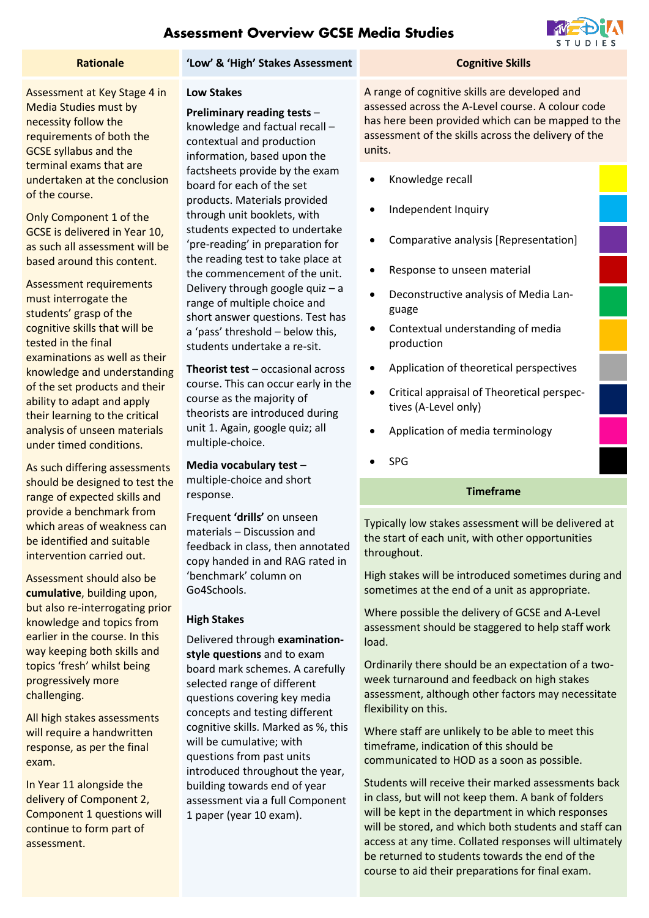# Assessment Overview GCSE Media Studies

## Rationale

Assessment at Key Stage 4 in Media Studies must by necessity follow the requirements of both the GCSE syllabus and the terminal exams that are undertaken at the conclusion of the course.

Only Component 1 of the GCSE is delivered in Year 10, as such all assessment will be based around this content.

Assessment requirements must interrogate the students' grasp of the cognitive skills that will be tested in the final examinations as well as their knowledge and understanding of the set products and their ability to adapt and apply their learning to the critical analysis of unseen materials under timed conditions.

As such differing assessments should be designed to test the range of expected skills and provide a benchmark from which areas of weakness can be identified and suitable intervention carried out.

Assessment should also be **cumulative**, building upon, but also re-interrogating prior knowledge and topics from earlier in the course. In this way keeping both skills and topics 'fresh' whilst being progressively more challenging.

All high stakes assessments will require a handwritten response, as per the final exam.

In Year 11 alongside the delivery of Component 2, Component 1 questions will continue to form part of assessment.

## 'Low' & 'High' Stakes Assessment

### Low Stakes

**Preliminary reading tests** – knowledge and factual recall – contextual and production information, based upon the factsheets provide by the exam board for each of the set products. Materials provided through unit booklets, with students expected to undertake 'pre-reading' in preparation for the reading test to take place at the commencement of the unit. Delivery through google quiz – a range of multiple choice and short answer questions. Test has a 'pass' threshold – below this, students undertake a re-sit.

**Theorist test** – occasional across course. This can occur early in the course as the majority of theorists are introduced during unit 1. Again, google quiz; all multiple-choice.

**Media vocabulary test** – multiple-choice and short response.

Frequent **'drills'** on unseen materials – Discussion and feedback in class, then annotated copy handed in and RAG rated in 'benchmark' column on Go4Schools.

### High Stakes

Delivered through **examination-style questions** and to exam board mark schemes. A carefully selected range of different questions covering key media concepts and testing different cognitive skills. Marked as %, this will be cumulative; with questions from past units introduced throughout the year, building towards end of year assessment via a full Component 1 paper (year 10 exam).

## Cognitive Skills

A range of cognitive skills are developed and assessed across the A-Level course. A colour code has here been provided which can be mapped to the assessment of the skills across the delivery of the units.

- Knowledge recall
- Independent Inquiry
- Comparative analysis [Representation]
- Response to unseen material
- Deconstructive analysis of Media Language
- Contextual understanding of media production
- Application of theoretical perspectives
- Critical appraisal of Theoretical perspectives (A-Level only)
- Application of media terminology
- SPG

## Timeframe

Typically low stakes assessment will be delivered at the start of each unit, with other opportunities throughout.

High stakes will be introduced sometimes during and sometimes at the end of a unit as appropriate.

Where possible the delivery of GCSE and A-Level assessment should be staggered to help staff work load.

Ordinarily there should be an expectation of a two-week turnaround and feedback on high stakes assessment, although other factors may necessitate flexibility on this.

Where staff are unlikely to be able to meet this timeframe, indication of this should be communicated to HOD as a soon as possible.

Students will receive their marked assessments back in class, but will not keep them. A bank of folders will be kept in the department in which responses will be stored, and which both students and staff can access at any time. Collated responses will ultimately be returned to students towards the end of the course to aid their preparations for final exam.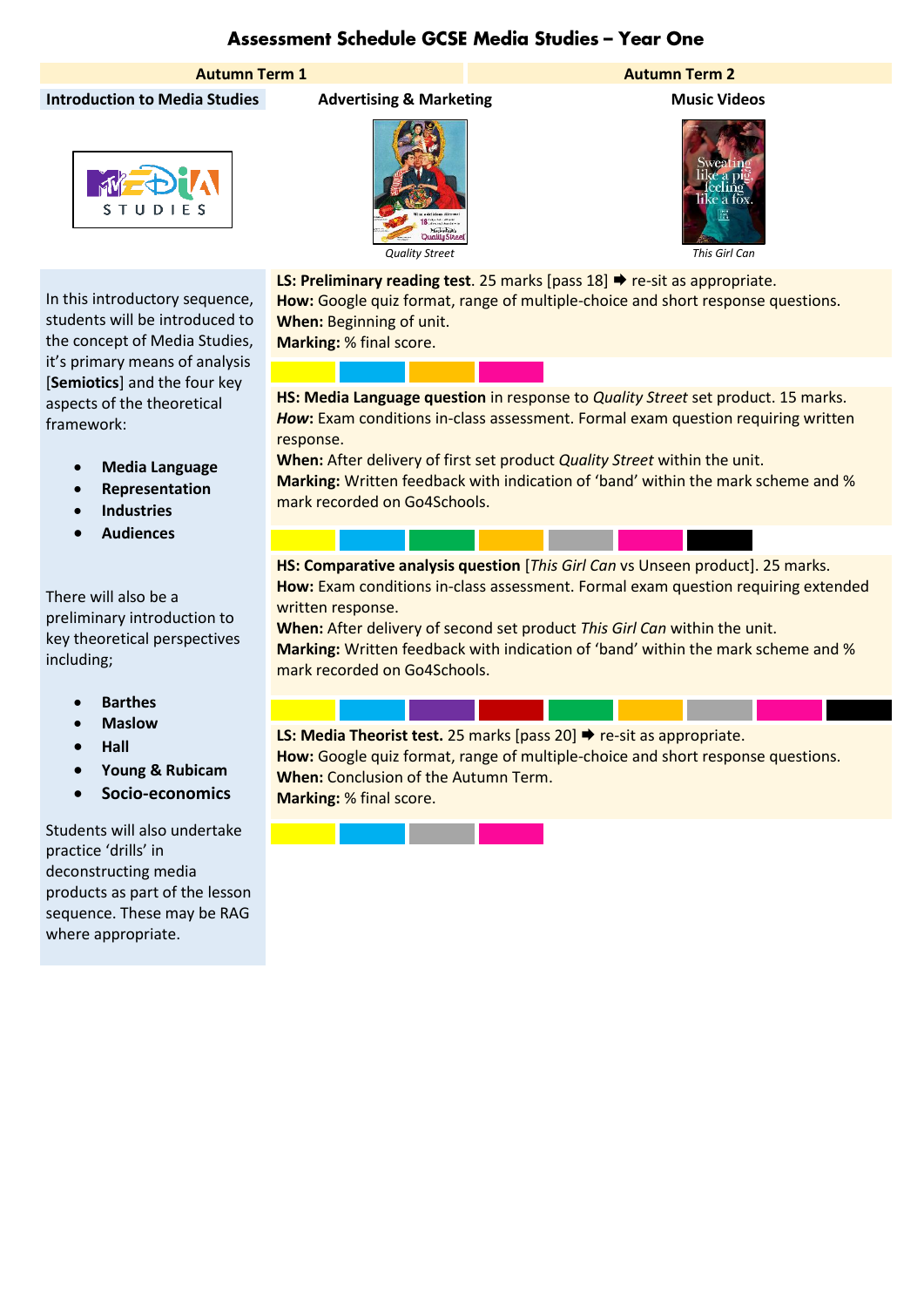# Assessment Schedule GCSE Media Studies – Year One

| Autumn Term 1 | | Autumn Term 2 |
|---|---|---|
| **Introduction to Media Studies** | **Advertising & Marketing** | **Music Videos** |
| | *Quality Street* | *This Girl Can* |

In this introductory sequence, students will be introduced to the concept of Media Studies, it's primary means of analysis [**Semiotics**] and the four key aspects of the theoretical framework:

- **Media Language**
- **Representation**
- **Industries**
- **Audiences**

There will also be a preliminary introduction to key theoretical perspectives including;

- **Barthes**
- **Maslow**
- **Hall**
- **Young & Rubicam**
- **Socio-economics**

Students will also undertake practice 'drills' in deconstructing media products as part of the lesson sequence. These may be RAG where appropriate.

**LS: Preliminary reading test**. 25 marks [pass 18] ➡ re-sit as appropriate.
**How:** Google quiz format, range of multiple-choice and short response questions.
**When:** Beginning of unit.
**Marking:** % final score.

**HS: Media Language question** in response to *Quality Street* set product. 15 marks.
***How:*** Exam conditions in-class assessment. Formal exam question requiring written response.
**When:** After delivery of first set product *Quality Street* within the unit.
**Marking:** Written feedback with indication of 'band' within the mark scheme and % mark recorded on Go4Schools.

**HS: Comparative analysis question** [*This Girl Can* vs Unseen product]. 25 marks.
**How:** Exam conditions in-class assessment. Formal exam question requiring extended written response.
**When:** After delivery of second set product *This Girl Can* within the unit.
**Marking:** Written feedback with indication of 'band' within the mark scheme and % mark recorded on Go4Schools.

**LS: Media Theorist test.** 25 marks [pass 20] ➡ re-sit as appropriate.
**How:** Google quiz format, range of multiple-choice and short response questions.
**When:** Conclusion of the Autumn Term.
**Marking:** % final score.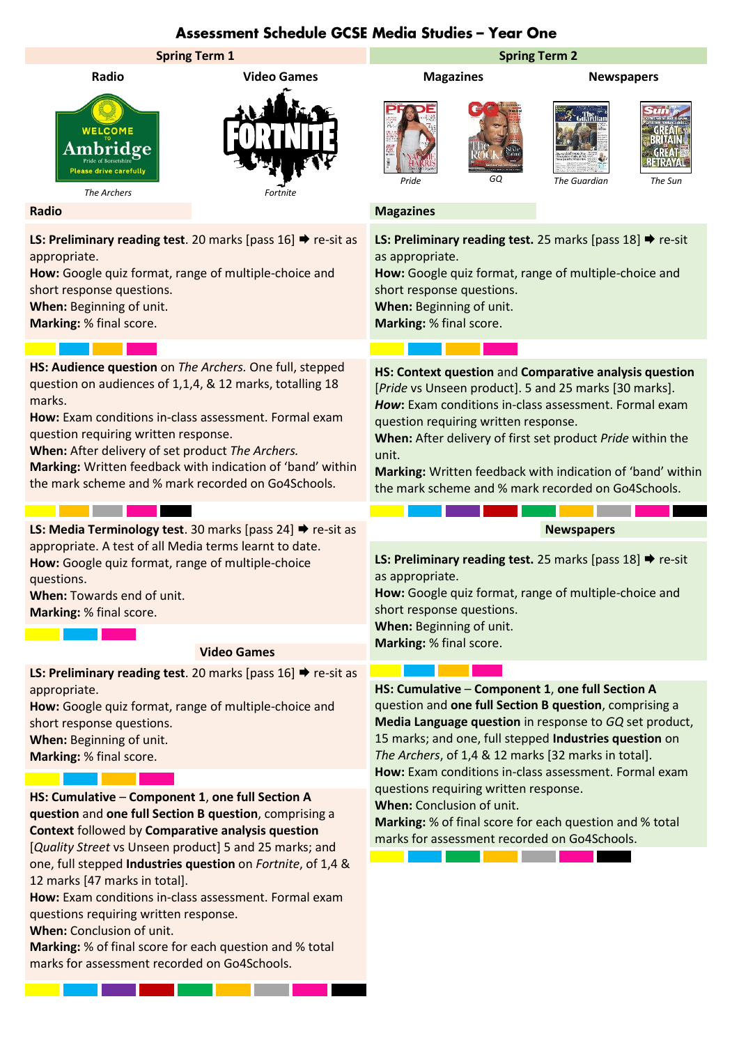# Assessment Schedule GCSE Media Studies – Year One

## Spring Term 1

**Radio** — *The Archers*

**Video Games** — *Fortnite*

### Radio

**LS: Preliminary reading test**. 20 marks [pass 16] ➡ re-sit as appropriate.
**How:** Google quiz format, range of multiple-choice and short response questions.
**When:** Beginning of unit.
**Marking:** % final score.

**HS: Audience question** on *The Archers*. One full, stepped question on audiences of 1,1,4, & 12 marks, totalling 18 marks.
**How:** Exam conditions in-class assessment. Formal exam question requiring written response.
**When:** After delivery of set product *The Archers.*
**Marking:** Written feedback with indication of 'band' within the mark scheme and % mark recorded on Go4Schools.

**LS: Media Terminology test**. 30 marks [pass 24] ➡ re-sit as appropriate. A test of all Media terms learnt to date.
**How:** Google quiz format, range of multiple-choice questions.
**When:** Towards end of unit.
**Marking:** % final score.

### Video Games

**LS: Preliminary reading test**. 20 marks [pass 16] ➡ re-sit as appropriate.
**How:** Google quiz format, range of multiple-choice and short response questions.
**When:** Beginning of unit.
**Marking:** % final score.

**HS: Cumulative** – **Component 1**, **one full Section A question** and **one full Section B question**, comprising a **Context** followed by **Comparative analysis question** [*Quality Street* vs Unseen product] 5 and 25 marks; and one, full stepped **Industries question** on *Fortnite*, of 1,4 & 12 marks [47 marks in total].
**How:** Exam conditions in-class assessment. Formal exam questions requiring written response.
**When:** Conclusion of unit.
**Marking:** % of final score for each question and % total marks for assessment recorded on Go4Schools.

## Spring Term 2

**Magazines** — *Pride*, *GQ*

**Newspapers** — *The Guardian*, *The Sun*

### Magazines

**LS: Preliminary reading test.** 25 marks [pass 18] ➡ re-sit as appropriate.
**How:** Google quiz format, range of multiple-choice and short response questions.
**When:** Beginning of unit.
**Marking:** % final score.

**HS: Context question** and **Comparative analysis question** [*Pride* vs Unseen product]. 5 and 25 marks [30 marks].
***How***: Exam conditions in-class assessment. Formal exam question requiring written response.
**When:** After delivery of first set product *Pride* within the unit.
**Marking:** Written feedback with indication of 'band' within the mark scheme and % mark recorded on Go4Schools.

### Newspapers

**LS: Preliminary reading test.** 25 marks [pass 18] ➡ re-sit as appropriate.
**How:** Google quiz format, range of multiple-choice and short response questions.
**When:** Beginning of unit.
**Marking:** % final score.

**HS: Cumulative** – **Component 1**, **one full Section A** question and **one full Section B question**, comprising a **Media Language question** in response to *GQ* set product, 15 marks; and one, full stepped **Industries question** on *The Archers*, of 1,4 & 12 marks [32 marks in total].
**How:** Exam conditions in-class assessment. Formal exam questions requiring written response.
**When:** Conclusion of unit.
**Marking:** % of final score for each question and % total marks for assessment recorded on Go4Schools.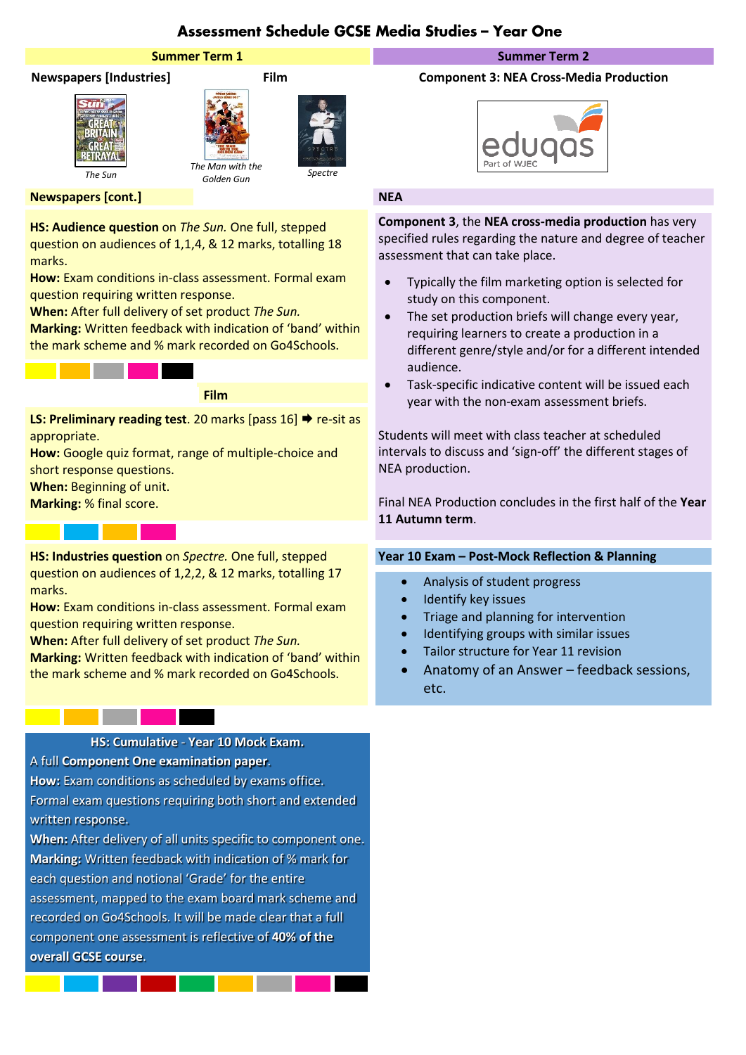# Assessment Schedule GCSE Media Studies – Year One

## Summer Term 1

**Newspapers [Industries]**

**Film**

*The Sun*

*The Man with the Golden Gun*

*Spectre*

### Newspapers [cont.]

**HS: Audience question** on *The Sun.* One full, stepped question on audiences of 1,1,4, & 12 marks, totalling 18 marks.
**How:** Exam conditions in-class assessment. Formal exam question requiring written response.
**When:** After full delivery of set product *The Sun.*
**Marking:** Written feedback with indication of 'band' within the mark scheme and % mark recorded on Go4Schools.

### Film

**LS: Preliminary reading test**. 20 marks [pass 16] ➡ re-sit as appropriate.
**How:** Google quiz format, range of multiple-choice and short response questions.
**When:** Beginning of unit.
**Marking:** % final score.

**HS: Industries question** on *Spectre.* One full, stepped question on audiences of 1,2,2, & 12 marks, totalling 17 marks.
**How:** Exam conditions in-class assessment. Formal exam question requiring written response.
**When:** After full delivery of set product *The Sun.*
**Marking:** Written feedback with indication of 'band' within the mark scheme and % mark recorded on Go4Schools.

**HS: Cumulative - Year 10 Mock Exam.**
A full **Component One examination paper**.
**How:** Exam conditions as scheduled by exams office. Formal exam questions requiring both short and extended written response.
**When:** After delivery of all units specific to component one.
**Marking:** Written feedback with indication of % mark for each question and notional 'Grade' for the entire assessment, mapped to the exam board mark scheme and recorded on Go4Schools. It will be made clear that a full component one assessment is reflective of **40% of the overall GCSE course**.

## Summer Term 2

**Component 3: NEA Cross-Media Production**

eduqas
Part of WJEC

### NEA

**Component 3**, the **NEA cross-media production** has very specified rules regarding the nature and degree of teacher assessment that can take place.

- Typically the film marketing option is selected for study on this component.
- The set production briefs will change every year, requiring learners to create a production in a different genre/style and/or for a different intended audience.
- Task-specific indicative content will be issued each year with the non-exam assessment briefs.

Students will meet with class teacher at scheduled intervals to discuss and 'sign-off' the different stages of NEA production.

Final NEA Production concludes in the first half of the **Year 11 Autumn term**.

### Year 10 Exam – Post-Mock Reflection & Planning

- Analysis of student progress
- Identify key issues
- Triage and planning for intervention
- Identifying groups with similar issues
- Tailor structure for Year 11 revision
- Anatomy of an Answer – feedback sessions, etc.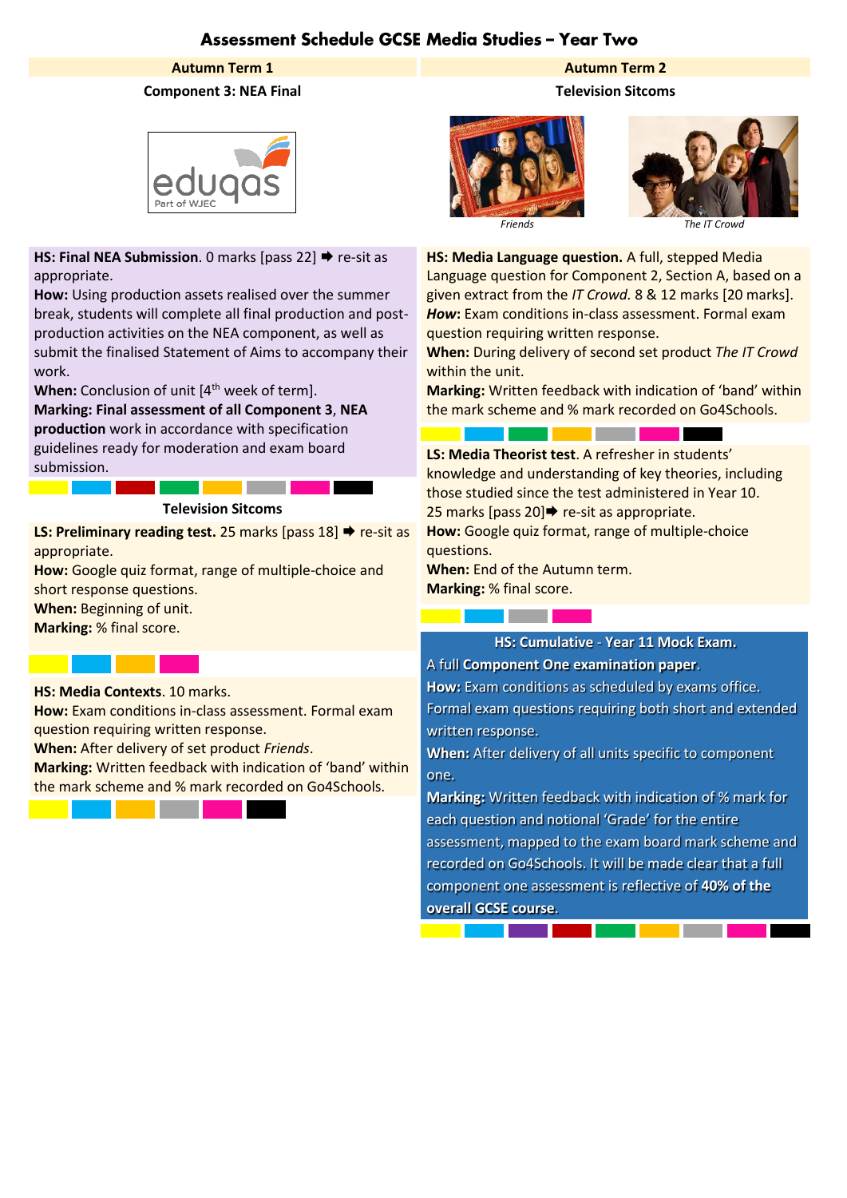# Assessment Schedule GCSE Media Studies – Year Two

## Autumn Term 1

### Component 3: NEA Final

**HS: Final NEA Submission**. 0 marks [pass 22] ➡ re-sit as appropriate.
**How:** Using production assets realised over the summer break, students will complete all final production and post-production activities on the NEA component, as well as submit the finalised Statement of Aims to accompany their work.
**When:** Conclusion of unit [4th week of term].
**Marking: Final assessment of all Component 3**, **NEA production** work in accordance with specification guidelines ready for moderation and exam board submission.

### Television Sitcoms

**LS: Preliminary reading test.** 25 marks [pass 18] ➡ re-sit as appropriate.
**How:** Google quiz format, range of multiple-choice and short response questions.
**When:** Beginning of unit.
**Marking:** % final score.

**HS: Media Contexts**. 10 marks.
**How:** Exam conditions in-class assessment. Formal exam question requiring written response.
**When:** After delivery of set product *Friends*.
**Marking:** Written feedback with indication of 'band' within the mark scheme and % mark recorded on Go4Schools.

## Autumn Term 2

### Television Sitcoms

*Friends*

*The IT Crowd*

**HS: Media Language question.** A full, stepped Media Language question for Component 2, Section A, based on a given extract from the *IT Crowd.* 8 & 12 marks [20 marks].
***How*:** Exam conditions in-class assessment. Formal exam question requiring written response.
**When:** During delivery of second set product *The IT Crowd* within the unit.
**Marking:** Written feedback with indication of 'band' within the mark scheme and % mark recorded on Go4Schools.

**LS: Media Theorist test**. A refresher in students' knowledge and understanding of key theories, including those studied since the test administered in Year 10.
25 marks [pass 20]➡ re-sit as appropriate.
**How:** Google quiz format, range of multiple-choice questions.
**When:** End of the Autumn term.
**Marking:** % final score.

**HS: Cumulative - Year 11 Mock Exam.**
A full **Component One examination paper**.
**How:** Exam conditions as scheduled by exams office. Formal exam questions requiring both short and extended written response.
**When:** After delivery of all units specific to component one.
**Marking:** Written feedback with indication of % mark for each question and notional 'Grade' for the entire assessment, mapped to the exam board mark scheme and recorded on Go4Schools. It will be made clear that a full component one assessment is reflective of **40% of the overall GCSE course**.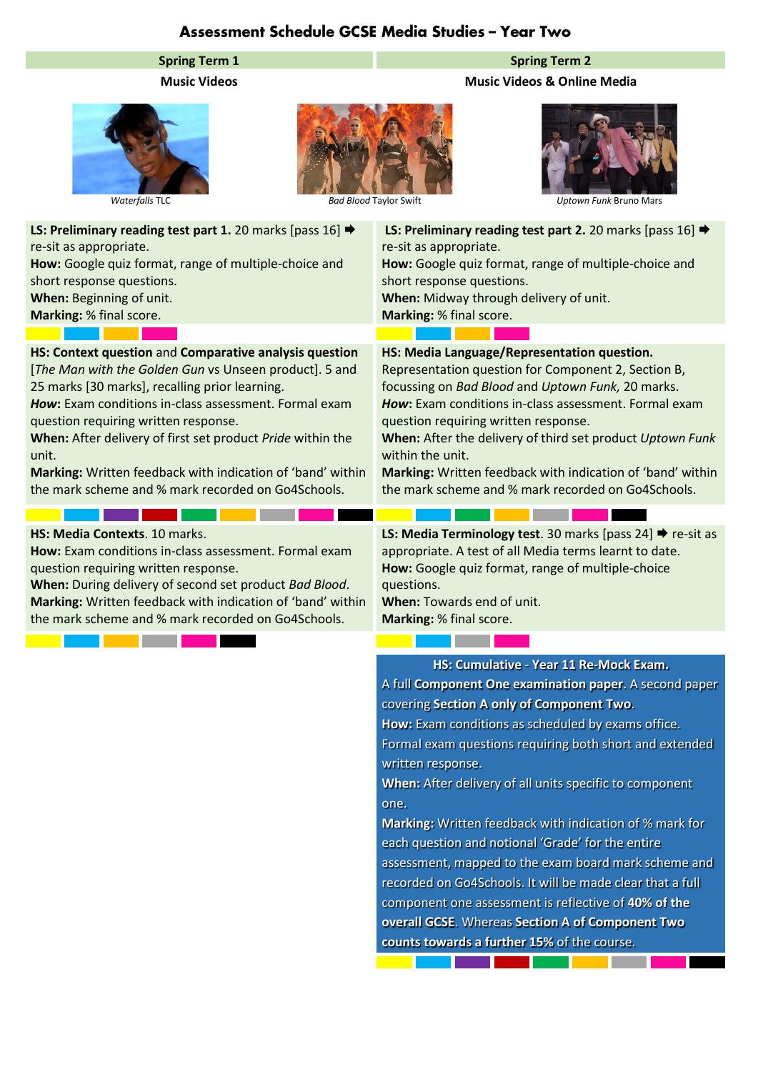# Assessment Schedule GCSE Media Studies – Year Two

## Spring Term 1

### Music Videos

*Waterfalls* TLC

*Bad Blood* Taylor Swift

**LS: Preliminary reading test part 1.** 20 marks [pass 16] ➡ re-sit as appropriate.
**How:** Google quiz format, range of multiple-choice and short response questions.
**When:** Beginning of unit.
**Marking:** % final score.

**HS: Context question** and **Comparative analysis question** [*The Man with the Golden Gun* vs Unseen product]. 5 and 25 marks [30 marks], recalling prior learning.
***How***: Exam conditions in-class assessment. Formal exam question requiring written response.
**When:** After delivery of first set product *Pride* within the unit.
**Marking:** Written feedback with indication of 'band' within the mark scheme and % mark recorded on Go4Schools.

**HS: Media Contexts**. 10 marks.
**How:** Exam conditions in-class assessment. Formal exam question requiring written response.
**When:** During delivery of second set product *Bad Blood*.
**Marking:** Written feedback with indication of 'band' within the mark scheme and % mark recorded on Go4Schools.

## Spring Term 2

### Music Videos & Online Media

*Uptown Funk* Bruno Mars

**LS: Preliminary reading test part 2.** 20 marks [pass 16] ➡ re-sit as appropriate.
**How:** Google quiz format, range of multiple-choice and short response questions.
**When:** Midway through delivery of unit.
**Marking:** % final score.

**HS: Media Language/Representation question.** Representation question for Component 2, Section B, focussing on *Bad Blood* and *Uptown Funk,* 20 marks.
***How***: Exam conditions in-class assessment. Formal exam question requiring written response.
**When:** After the delivery of third set product *Uptown Funk* within the unit.
**Marking:** Written feedback with indication of 'band' within the mark scheme and % mark recorded on Go4Schools.

**LS: Media Terminology test**. 30 marks [pass 24] ➡ re-sit as appropriate. A test of all Media terms learnt to date.
**How:** Google quiz format, range of multiple-choice questions.
**When:** Towards end of unit.
**Marking:** % final score.

**HS: Cumulative - Year 11 Re-Mock Exam.**
A full **Component One examination paper**. A second paper covering **Section A only of Component Two**.
**How:** Exam conditions as scheduled by exams office. Formal exam questions requiring both short and extended written response.
**When:** After delivery of all units specific to component one.
**Marking:** Written feedback with indication of % mark for each question and notional 'Grade' for the entire assessment, mapped to the exam board mark scheme and recorded on Go4Schools. It will be made clear that a full component one assessment is reflective of **40% of the overall GCSE**. Whereas **Section A of Component Two counts towards a further 15%** of the course.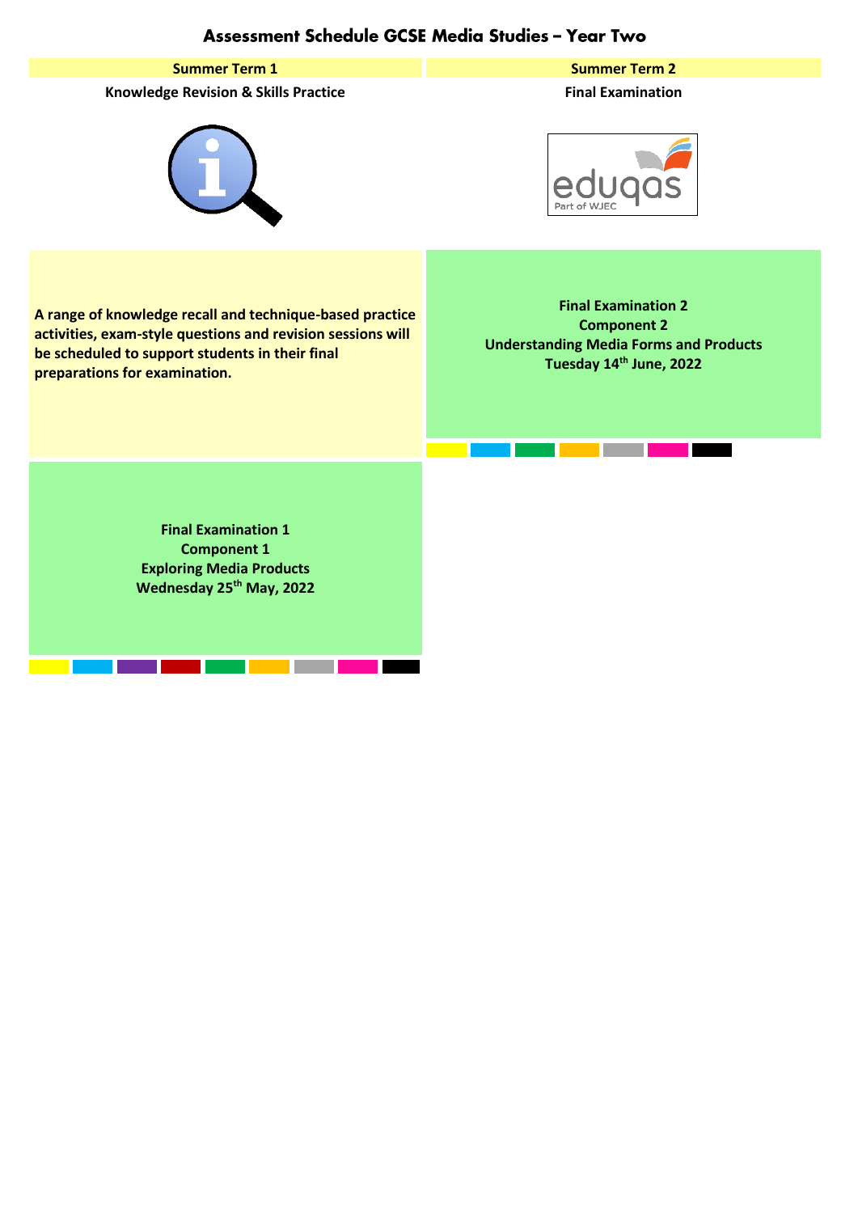# Assessment Schedule GCSE Media Studies – Year Two

| Summer Term 1 | Summer Term 2 |
|---|---|
| **Knowledge Revision & Skills Practice** | **Final Examination** |
| **A range of knowledge recall and technique-based practice activities, exam-style questions and revision sessions will be scheduled to support students in their final preparations for examination.** | **Final Examination 2**<br>**Component 2**<br>**Understanding Media Forms and Products**<br>**Tuesday 14th June, 2022** |
| **Final Examination 1**<br>**Component 1**<br>**Exploring Media Products**<br>**Wednesday 25th May, 2022** | |